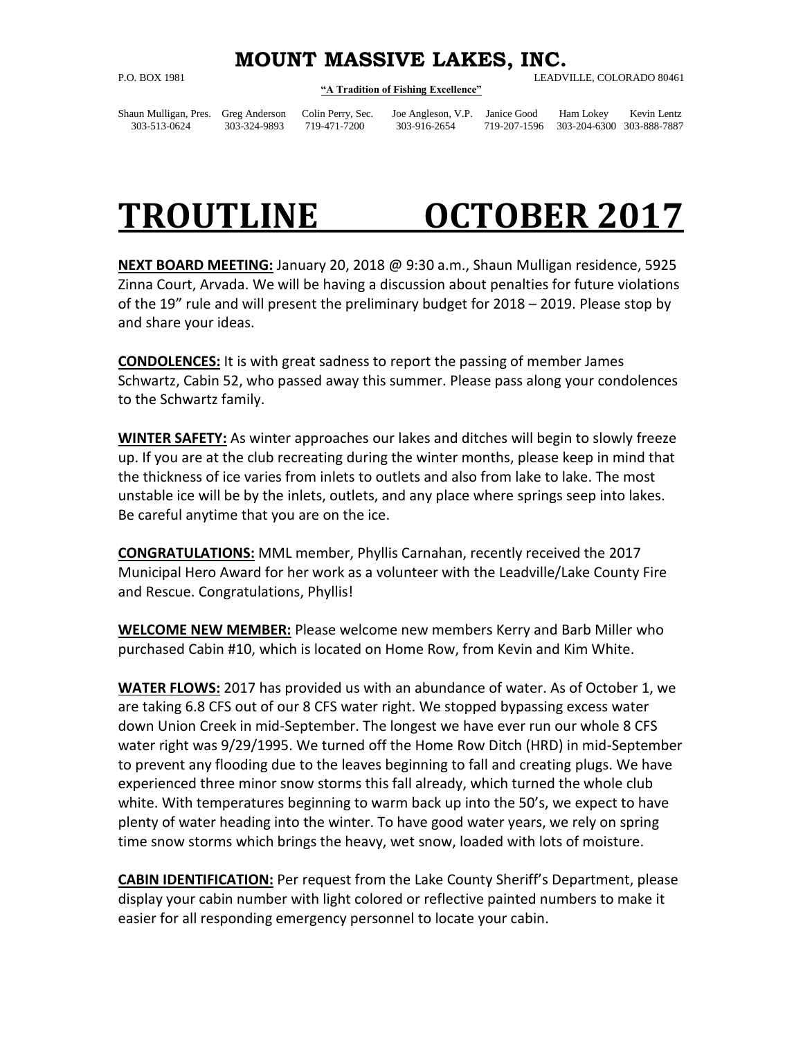# MOUNT MASSIVE LAKES, INC.

P.O. BOX 1981 LEADVILLE, COLORADO 80461

**"A Tradition of Fishing Excellence"**

| Shaun Mulligan, Pres. | Greg Anderson | Colin Perry, Sec. | Joe Angleson, V.P. | Janice Good | Ham Lokey | Kevin Lentz |
|---|---|---|---|---|---|---|
| 303-513-0624 | 303-324-9893 | 719-471-7200 | 303-916-2654 | 719-207-1596 | 303-204-6300 | 303-888-7887 |

# TROUTLINE OCTOBER 2017

**NEXT BOARD MEETING:** January 20, 2018 @ 9:30 a.m., Shaun Mulligan residence, 5925 Zinna Court, Arvada. We will be having a discussion about penalties for future violations of the 19" rule and will present the preliminary budget for 2018 – 2019. Please stop by and share your ideas.

**CONDOLENCES:** It is with great sadness to report the passing of member James Schwartz, Cabin 52, who passed away this summer. Please pass along your condolences to the Schwartz family.

**WINTER SAFETY:** As winter approaches our lakes and ditches will begin to slowly freeze up. If you are at the club recreating during the winter months, please keep in mind that the thickness of ice varies from inlets to outlets and also from lake to lake. The most unstable ice will be by the inlets, outlets, and any place where springs seep into lakes. Be careful anytime that you are on the ice.

**CONGRATULATIONS:** MML member, Phyllis Carnahan, recently received the 2017 Municipal Hero Award for her work as a volunteer with the Leadville/Lake County Fire and Rescue. Congratulations, Phyllis!

**WELCOME NEW MEMBER:** Please welcome new members Kerry and Barb Miller who purchased Cabin #10, which is located on Home Row, from Kevin and Kim White.

**WATER FLOWS:** 2017 has provided us with an abundance of water. As of October 1, we are taking 6.8 CFS out of our 8 CFS water right. We stopped bypassing excess water down Union Creek in mid-September. The longest we have ever run our whole 8 CFS water right was 9/29/1995. We turned off the Home Row Ditch (HRD) in mid-September to prevent any flooding due to the leaves beginning to fall and creating plugs. We have experienced three minor snow storms this fall already, which turned the whole club white. With temperatures beginning to warm back up into the 50's, we expect to have plenty of water heading into the winter. To have good water years, we rely on spring time snow storms which brings the heavy, wet snow, loaded with lots of moisture.

**CABIN IDENTIFICATION:** Per request from the Lake County Sheriff's Department, please display your cabin number with light colored or reflective painted numbers to make it easier for all responding emergency personnel to locate your cabin.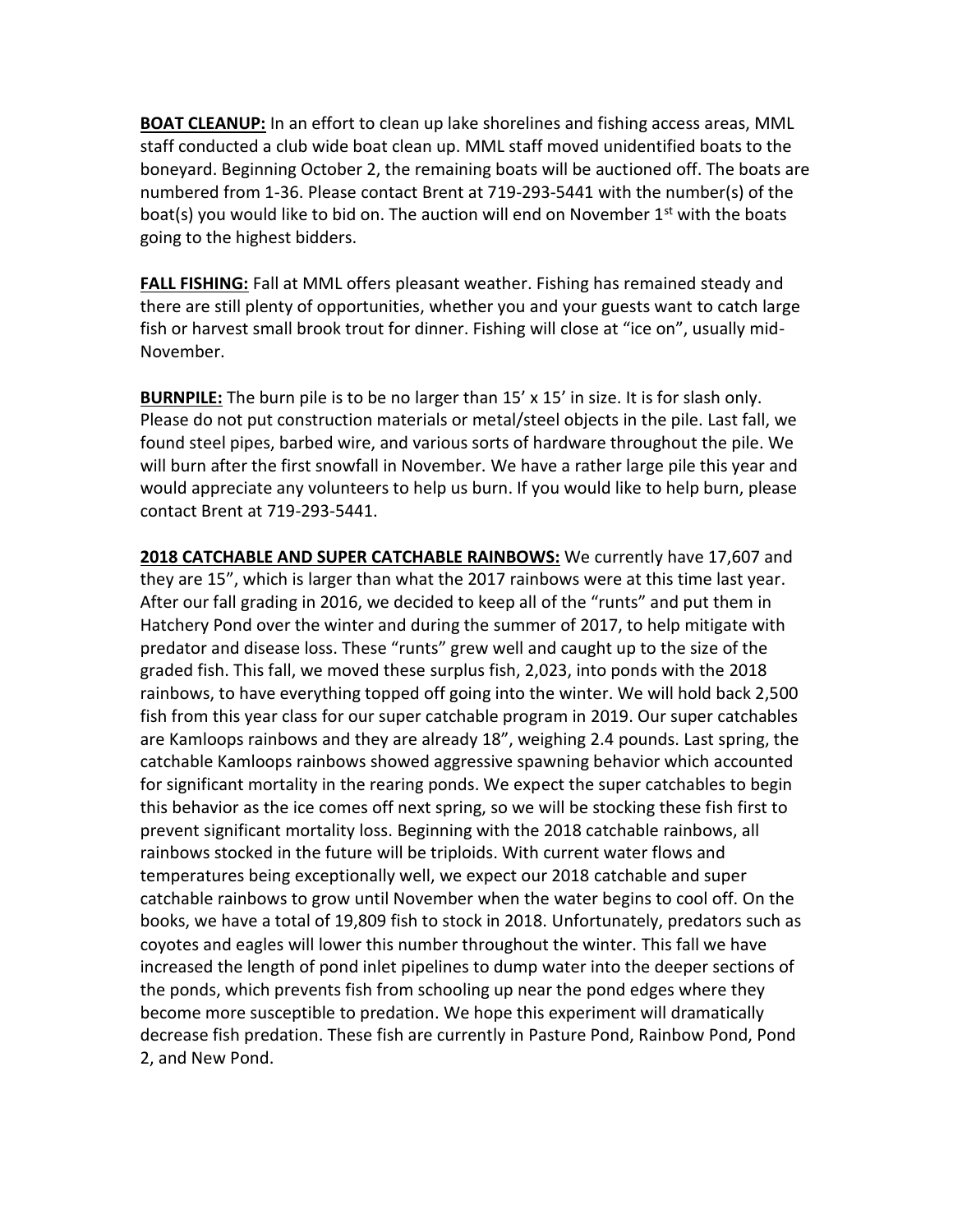**BOAT CLEANUP:** In an effort to clean up lake shorelines and fishing access areas, MML staff conducted a club wide boat clean up. MML staff moved unidentified boats to the boneyard. Beginning October 2, the remaining boats will be auctioned off. The boats are numbered from 1-36. Please contact Brent at 719-293-5441 with the number(s) of the boat(s) you would like to bid on. The auction will end on November 1st with the boats going to the highest bidders.

**FALL FISHING:** Fall at MML offers pleasant weather. Fishing has remained steady and there are still plenty of opportunities, whether you and your guests want to catch large fish or harvest small brook trout for dinner. Fishing will close at "ice on", usually mid-November.

**BURNPILE:** The burn pile is to be no larger than 15' x 15' in size. It is for slash only. Please do not put construction materials or metal/steel objects in the pile. Last fall, we found steel pipes, barbed wire, and various sorts of hardware throughout the pile. We will burn after the first snowfall in November. We have a rather large pile this year and would appreciate any volunteers to help us burn. If you would like to help burn, please contact Brent at 719-293-5441.

**2018 CATCHABLE AND SUPER CATCHABLE RAINBOWS:** We currently have 17,607 and they are 15", which is larger than what the 2017 rainbows were at this time last year. After our fall grading in 2016, we decided to keep all of the "runts" and put them in Hatchery Pond over the winter and during the summer of 2017, to help mitigate with predator and disease loss. These "runts" grew well and caught up to the size of the graded fish. This fall, we moved these surplus fish, 2,023, into ponds with the 2018 rainbows, to have everything topped off going into the winter. We will hold back 2,500 fish from this year class for our super catchable program in 2019. Our super catchables are Kamloops rainbows and they are already 18", weighing 2.4 pounds. Last spring, the catchable Kamloops rainbows showed aggressive spawning behavior which accounted for significant mortality in the rearing ponds. We expect the super catchables to begin this behavior as the ice comes off next spring, so we will be stocking these fish first to prevent significant mortality loss. Beginning with the 2018 catchable rainbows, all rainbows stocked in the future will be triploids. With current water flows and temperatures being exceptionally well, we expect our 2018 catchable and super catchable rainbows to grow until November when the water begins to cool off. On the books, we have a total of 19,809 fish to stock in 2018. Unfortunately, predators such as coyotes and eagles will lower this number throughout the winter. This fall we have increased the length of pond inlet pipelines to dump water into the deeper sections of the ponds, which prevents fish from schooling up near the pond edges where they become more susceptible to predation. We hope this experiment will dramatically decrease fish predation. These fish are currently in Pasture Pond, Rainbow Pond, Pond 2, and New Pond.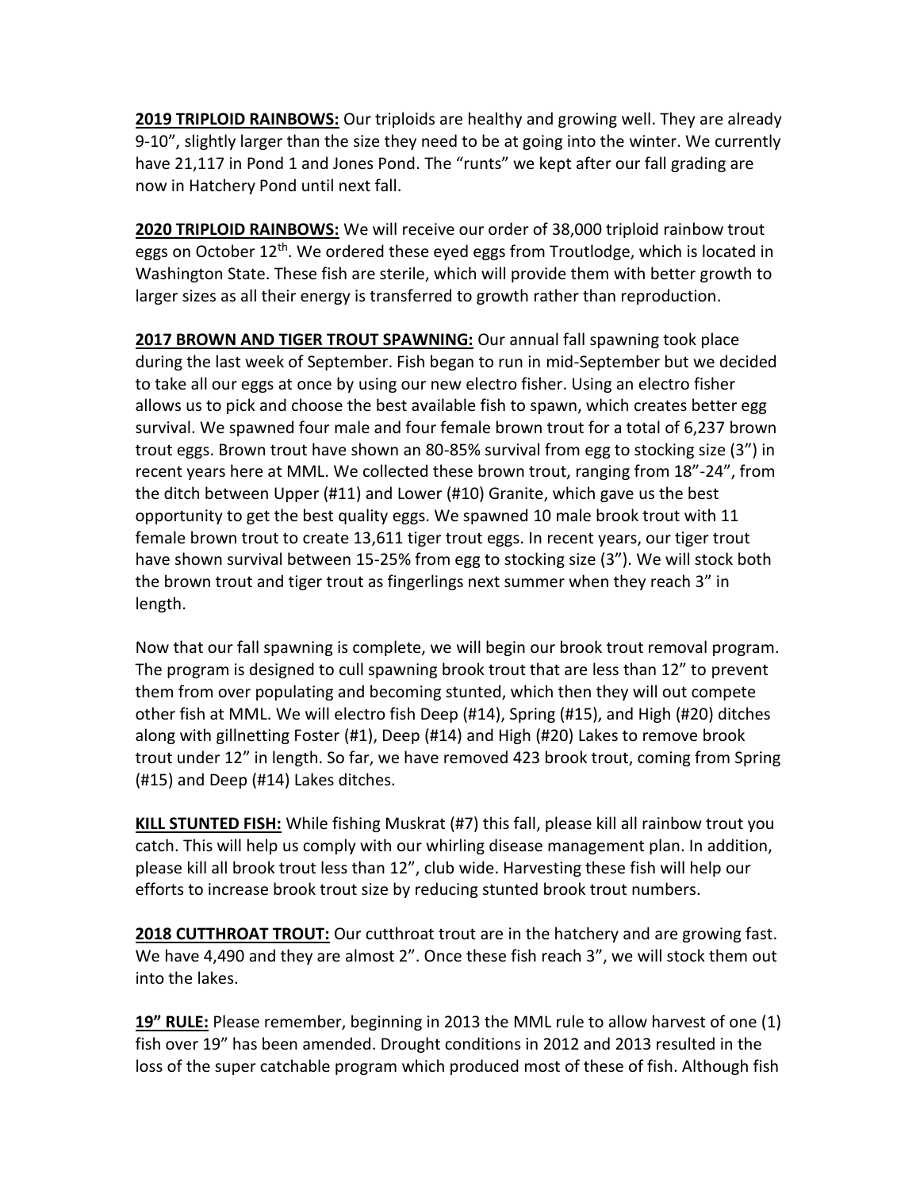**2019 TRIPLOID RAINBOWS:** Our triploids are healthy and growing well. They are already 9-10", slightly larger than the size they need to be at going into the winter. We currently have 21,117 in Pond 1 and Jones Pond. The "runts" we kept after our fall grading are now in Hatchery Pond until next fall.

**2020 TRIPLOID RAINBOWS:** We will receive our order of 38,000 triploid rainbow trout eggs on October 12th. We ordered these eyed eggs from Troutlodge, which is located in Washington State. These fish are sterile, which will provide them with better growth to larger sizes as all their energy is transferred to growth rather than reproduction.

**2017 BROWN AND TIGER TROUT SPAWNING:** Our annual fall spawning took place during the last week of September. Fish began to run in mid-September but we decided to take all our eggs at once by using our new electro fisher. Using an electro fisher allows us to pick and choose the best available fish to spawn, which creates better egg survival. We spawned four male and four female brown trout for a total of 6,237 brown trout eggs. Brown trout have shown an 80-85% survival from egg to stocking size (3") in recent years here at MML. We collected these brown trout, ranging from 18"-24", from the ditch between Upper (#11) and Lower (#10) Granite, which gave us the best opportunity to get the best quality eggs. We spawned 10 male brook trout with 11 female brown trout to create 13,611 tiger trout eggs. In recent years, our tiger trout have shown survival between 15-25% from egg to stocking size (3"). We will stock both the brown trout and tiger trout as fingerlings next summer when they reach 3" in length.

Now that our fall spawning is complete, we will begin our brook trout removal program. The program is designed to cull spawning brook trout that are less than 12" to prevent them from over populating and becoming stunted, which then they will out compete other fish at MML. We will electro fish Deep (#14), Spring (#15), and High (#20) ditches along with gillnetting Foster (#1), Deep (#14) and High (#20) Lakes to remove brook trout under 12" in length. So far, we have removed 423 brook trout, coming from Spring (#15) and Deep (#14) Lakes ditches.

**KILL STUNTED FISH:** While fishing Muskrat (#7) this fall, please kill all rainbow trout you catch. This will help us comply with our whirling disease management plan. In addition, please kill all brook trout less than 12", club wide. Harvesting these fish will help our efforts to increase brook trout size by reducing stunted brook trout numbers.

**2018 CUTTHROAT TROUT:** Our cutthroat trout are in the hatchery and are growing fast. We have 4,490 and they are almost 2". Once these fish reach 3", we will stock them out into the lakes.

**19" RULE:** Please remember, beginning in 2013 the MML rule to allow harvest of one (1) fish over 19" has been amended. Drought conditions in 2012 and 2013 resulted in the loss of the super catchable program which produced most of these of fish. Although fish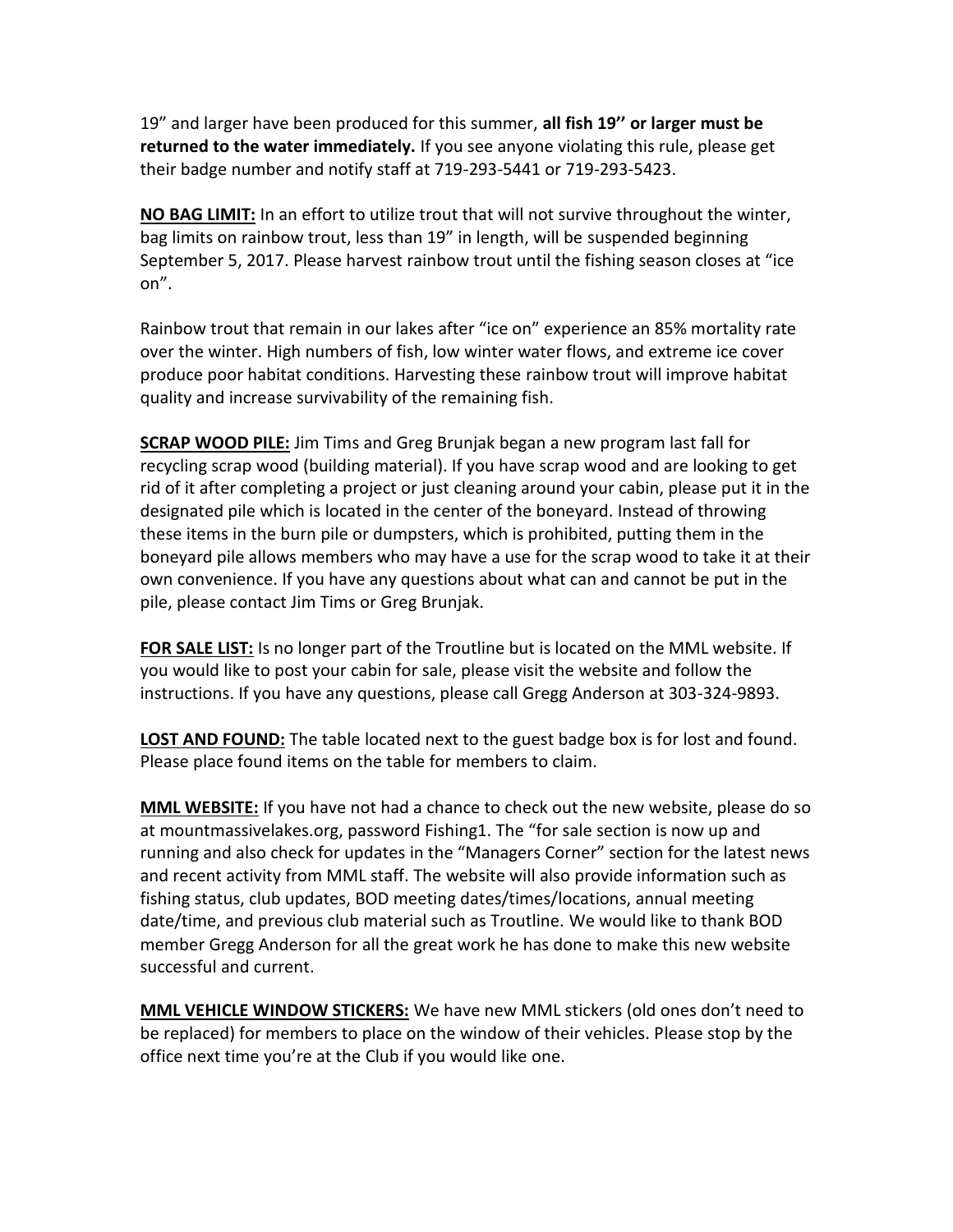19" and larger have been produced for this summer, **all fish 19'' or larger must be returned to the water immediately.** If you see anyone violating this rule, please get their badge number and notify staff at 719-293-5441 or 719-293-5423.

**NO BAG LIMIT:** In an effort to utilize trout that will not survive throughout the winter, bag limits on rainbow trout, less than 19" in length, will be suspended beginning September 5, 2017. Please harvest rainbow trout until the fishing season closes at "ice on".

Rainbow trout that remain in our lakes after "ice on" experience an 85% mortality rate over the winter. High numbers of fish, low winter water flows, and extreme ice cover produce poor habitat conditions. Harvesting these rainbow trout will improve habitat quality and increase survivability of the remaining fish.

**SCRAP WOOD PILE:** Jim Tims and Greg Brunjak began a new program last fall for recycling scrap wood (building material). If you have scrap wood and are looking to get rid of it after completing a project or just cleaning around your cabin, please put it in the designated pile which is located in the center of the boneyard. Instead of throwing these items in the burn pile or dumpsters, which is prohibited, putting them in the boneyard pile allows members who may have a use for the scrap wood to take it at their own convenience. If you have any questions about what can and cannot be put in the pile, please contact Jim Tims or Greg Brunjak.

**FOR SALE LIST:** Is no longer part of the Troutline but is located on the MML website. If you would like to post your cabin for sale, please visit the website and follow the instructions. If you have any questions, please call Gregg Anderson at 303-324-9893.

**LOST AND FOUND:** The table located next to the guest badge box is for lost and found. Please place found items on the table for members to claim.

**MML WEBSITE:** If you have not had a chance to check out the new website, please do so at mountmassivelakes.org, password Fishing1. The "for sale section is now up and running and also check for updates in the "Managers Corner" section for the latest news and recent activity from MML staff. The website will also provide information such as fishing status, club updates, BOD meeting dates/times/locations, annual meeting date/time, and previous club material such as Troutline. We would like to thank BOD member Gregg Anderson for all the great work he has done to make this new website successful and current.

**MML VEHICLE WINDOW STICKERS:** We have new MML stickers (old ones don't need to be replaced) for members to place on the window of their vehicles. Please stop by the office next time you're at the Club if you would like one.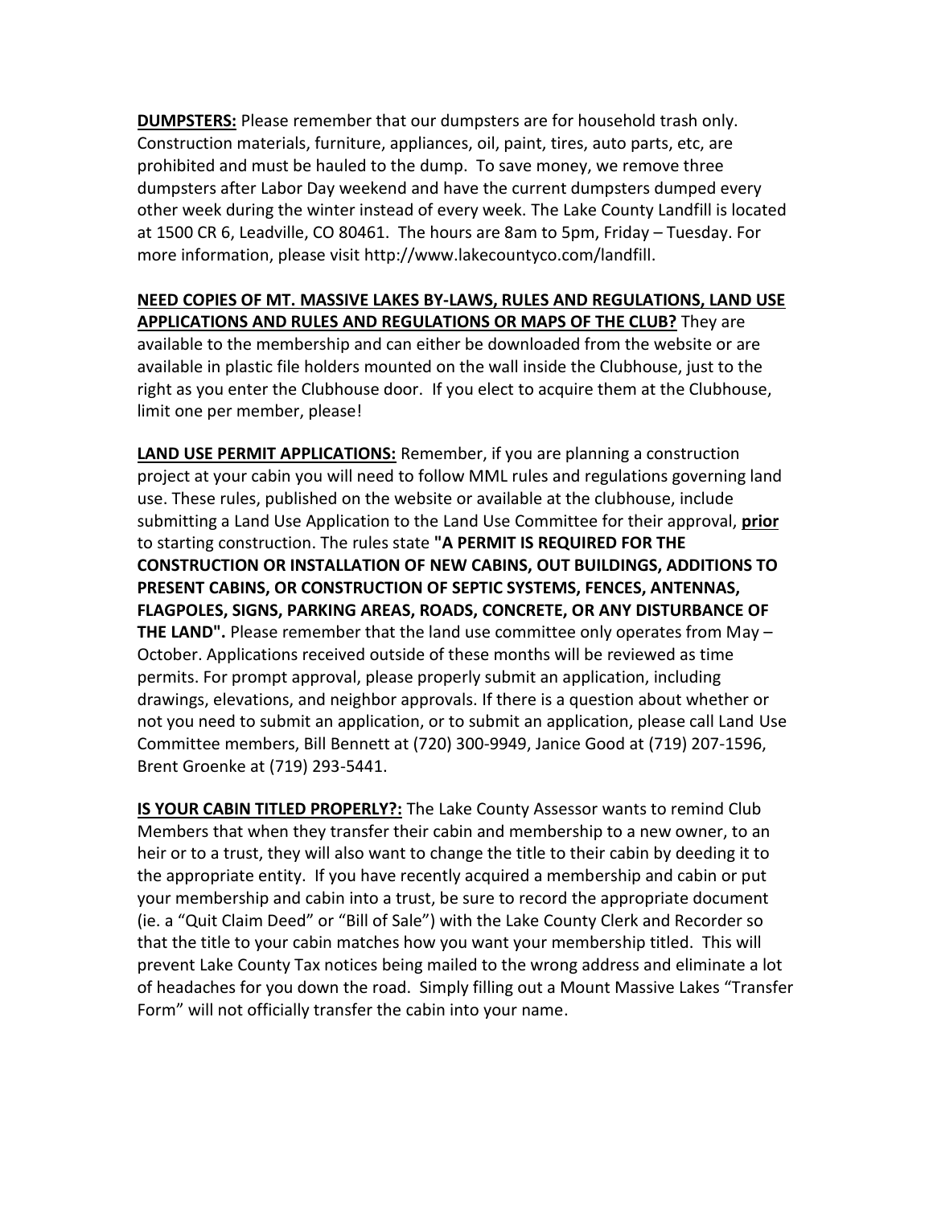**DUMPSTERS:** Please remember that our dumpsters are for household trash only. Construction materials, furniture, appliances, oil, paint, tires, auto parts, etc, are prohibited and must be hauled to the dump. To save money, we remove three dumpsters after Labor Day weekend and have the current dumpsters dumped every other week during the winter instead of every week. The Lake County Landfill is located at 1500 CR 6, Leadville, CO 80461. The hours are 8am to 5pm, Friday – Tuesday. For more information, please visit http://www.lakecountyco.com/landfill.

**NEED COPIES OF MT. MASSIVE LAKES BY-LAWS, RULES AND REGULATIONS, LAND USE APPLICATIONS AND RULES AND REGULATIONS OR MAPS OF THE CLUB?** They are available to the membership and can either be downloaded from the website or are available in plastic file holders mounted on the wall inside the Clubhouse, just to the right as you enter the Clubhouse door. If you elect to acquire them at the Clubhouse, limit one per member, please!

**LAND USE PERMIT APPLICATIONS:** Remember, if you are planning a construction project at your cabin you will need to follow MML rules and regulations governing land use. These rules, published on the website or available at the clubhouse, include submitting a Land Use Application to the Land Use Committee for their approval, **prior** to starting construction. The rules state **"A PERMIT IS REQUIRED FOR THE CONSTRUCTION OR INSTALLATION OF NEW CABINS, OUT BUILDINGS, ADDITIONS TO PRESENT CABINS, OR CONSTRUCTION OF SEPTIC SYSTEMS, FENCES, ANTENNAS, FLAGPOLES, SIGNS, PARKING AREAS, ROADS, CONCRETE, OR ANY DISTURBANCE OF THE LAND".** Please remember that the land use committee only operates from May – October. Applications received outside of these months will be reviewed as time permits. For prompt approval, please properly submit an application, including drawings, elevations, and neighbor approvals. If there is a question about whether or not you need to submit an application, or to submit an application, please call Land Use Committee members, Bill Bennett at (720) 300-9949, Janice Good at (719) 207-1596, Brent Groenke at (719) 293-5441.

**IS YOUR CABIN TITLED PROPERLY?:** The Lake County Assessor wants to remind Club Members that when they transfer their cabin and membership to a new owner, to an heir or to a trust, they will also want to change the title to their cabin by deeding it to the appropriate entity. If you have recently acquired a membership and cabin or put your membership and cabin into a trust, be sure to record the appropriate document (ie. a "Quit Claim Deed" or "Bill of Sale") with the Lake County Clerk and Recorder so that the title to your cabin matches how you want your membership titled. This will prevent Lake County Tax notices being mailed to the wrong address and eliminate a lot of headaches for you down the road. Simply filling out a Mount Massive Lakes "Transfer Form" will not officially transfer the cabin into your name.